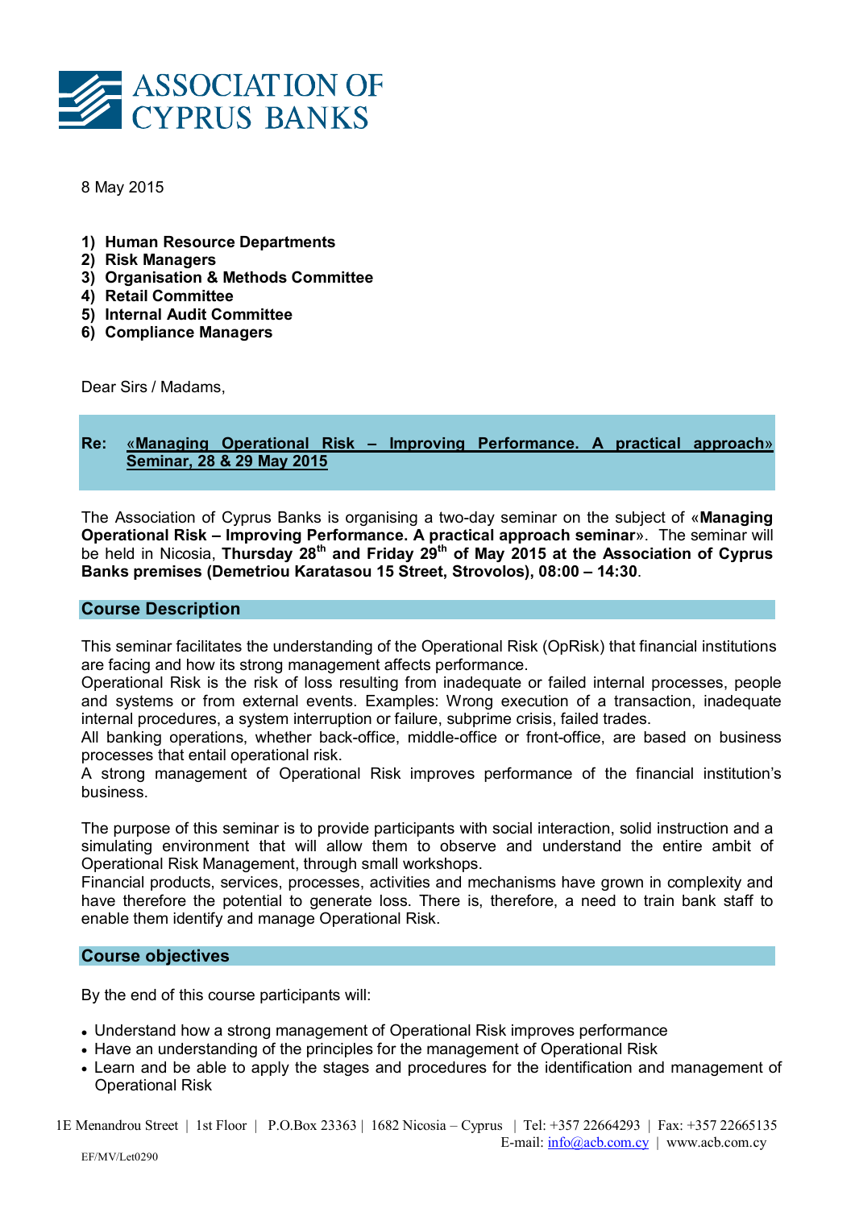# ASSOCIATION OF CYPRUS BANKS

8 May 2015

1) **Human Resource Departments**
2) **Risk Managers**
3) **Organisation & Methods Committee**
4) **Retail Committee**
5) **Internal Audit Committee**
6) **Compliance Managers**

Dear Sirs / Madams,

**Re: «Managing Operational Risk – Improving Performance. A practical approach» Seminar, 28 & 29 May 2015**

The Association of Cyprus Banks is organising a two-day seminar on the subject of «**Managing Operational Risk – Improving Performance. A practical approach seminar**». The seminar will be held in Nicosia, **Thursday 28th and Friday 29th of May 2015 at the Association of Cyprus Banks premises (Demetriou Karatasou 15 Street, Strovolos), 08:00 – 14:30**.

## Course Description

This seminar facilitates the understanding of the Operational Risk (OpRisk) that financial institutions are facing and how its strong management affects performance.
Operational Risk is the risk of loss resulting from inadequate or failed internal processes, people and systems or from external events. Examples: Wrong execution of a transaction, inadequate internal procedures, a system interruption or failure, subprime crisis, failed trades.
All banking operations, whether back-office, middle-office or front-office, are based on business processes that entail operational risk.
A strong management of Operational Risk improves performance of the financial institution's business.

The purpose of this seminar is to provide participants with social interaction, solid instruction and a simulating environment that will allow them to observe and understand the entire ambit of Operational Risk Management, through small workshops.
Financial products, services, processes, activities and mechanisms have grown in complexity and have therefore the potential to generate loss. There is, therefore, a need to train bank staff to enable them identify and manage Operational Risk.

## Course objectives

By the end of this course participants will:

- Understand how a strong management of Operational Risk improves performance
- Have an understanding of the principles for the management of Operational Risk
- Learn and be able to apply the stages and procedures for the identification and management of Operational Risk

1E Menandrou Street | 1st Floor | P.O.Box 23363 | 1682 Nicosia – Cyprus | Tel: +357 22664293 | Fax: +357 22665135
E-mail: info@acb.com.cy | www.acb.com.cy

EF/MV/Let0290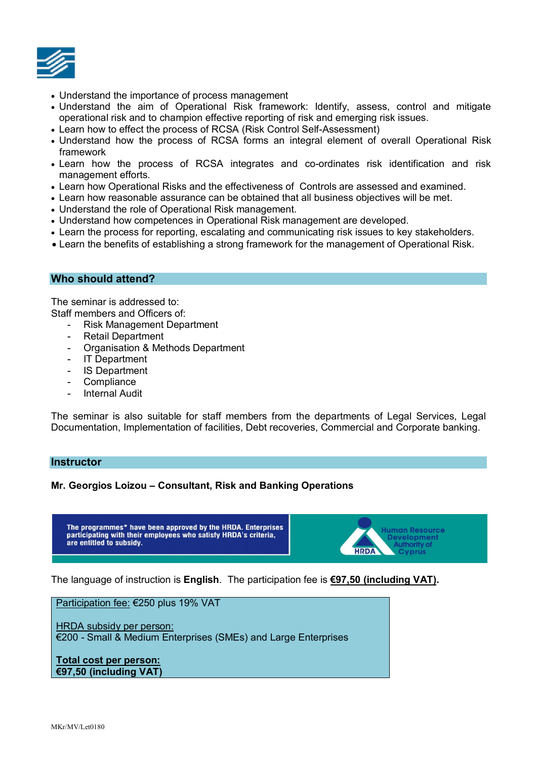- Understand the importance of process management
- Understand the aim of Operational Risk framework: Identify, assess, control and mitigate operational risk and to champion effective reporting of risk and emerging risk issues.
- Learn how to effect the process of RCSA (Risk Control Self-Assessment)
- Understand how the process of RCSA forms an integral element of overall Operational Risk framework
- Learn how the process of RCSA integrates and co-ordinates risk identification and risk management efforts.
- Learn how Operational Risks and the effectiveness of Controls are assessed and examined.
- Learn how reasonable assurance can be obtained that all business objectives will be met.
- Understand the role of Operational Risk management.
- Understand how competences in Operational Risk management are developed.
- Learn the process for reporting, escalating and communicating risk issues to key stakeholders.
- Learn the benefits of establishing a strong framework for the management of Operational Risk.

## Who should attend?

The seminar is addressed to:
Staff members and Officers of:

- Risk Management Department
- Retail Department
- Organisation & Methods Department
- IT Department
- IS Department
- Compliance
- Internal Audit

The seminar is also suitable for staff members from the departments of Legal Services, Legal Documentation, Implementation of facilities, Debt recoveries, Commercial and Corporate banking.

## Instructor

**Mr. Georgios Loizou – Consultant, Risk and Banking Operations**

**The programmes* have been approved by the HRDA. Enterprises participating with their employees who satisfy HRDA's criteria, are entitled to subsidy.**

HRDA – Human Resource Development Authority of Cyprus

The language of instruction is **English**. The participation fee is **€97,50 (including VAT).**

Participation fee: €250 plus 19% VAT

HRDA subsidy per person:
€200 - Small & Medium Enterprises (SMEs) and Large Enterprises

**Total cost per person:**
**€97,50 (including VAT)**

MKr/MV/Let0180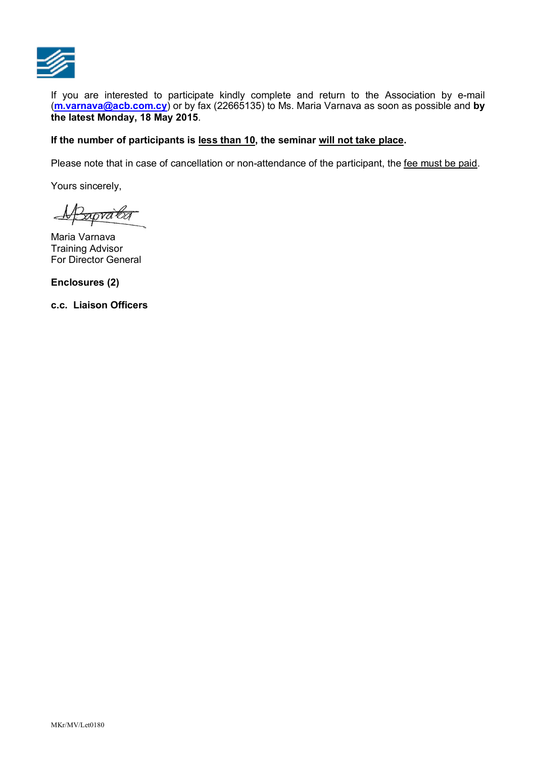If you are interested to participate kindly complete and return to the Association by e-mail (**m.varnava@acb.com.cy**) or by fax (22665135) to Ms. Maria Varnava as soon as possible and **by the latest Monday, 18 May 2015**.

**If the number of participants is less than 10, the seminar will not take place.**

Please note that in case of cancellation or non-attendance of the participant, the fee must be paid.

Yours sincerely,

Maria Varnava
Training Advisor
For Director General

**Enclosures (2)**

**c.c. Liaison Officers**

MKr/MV/Let0180